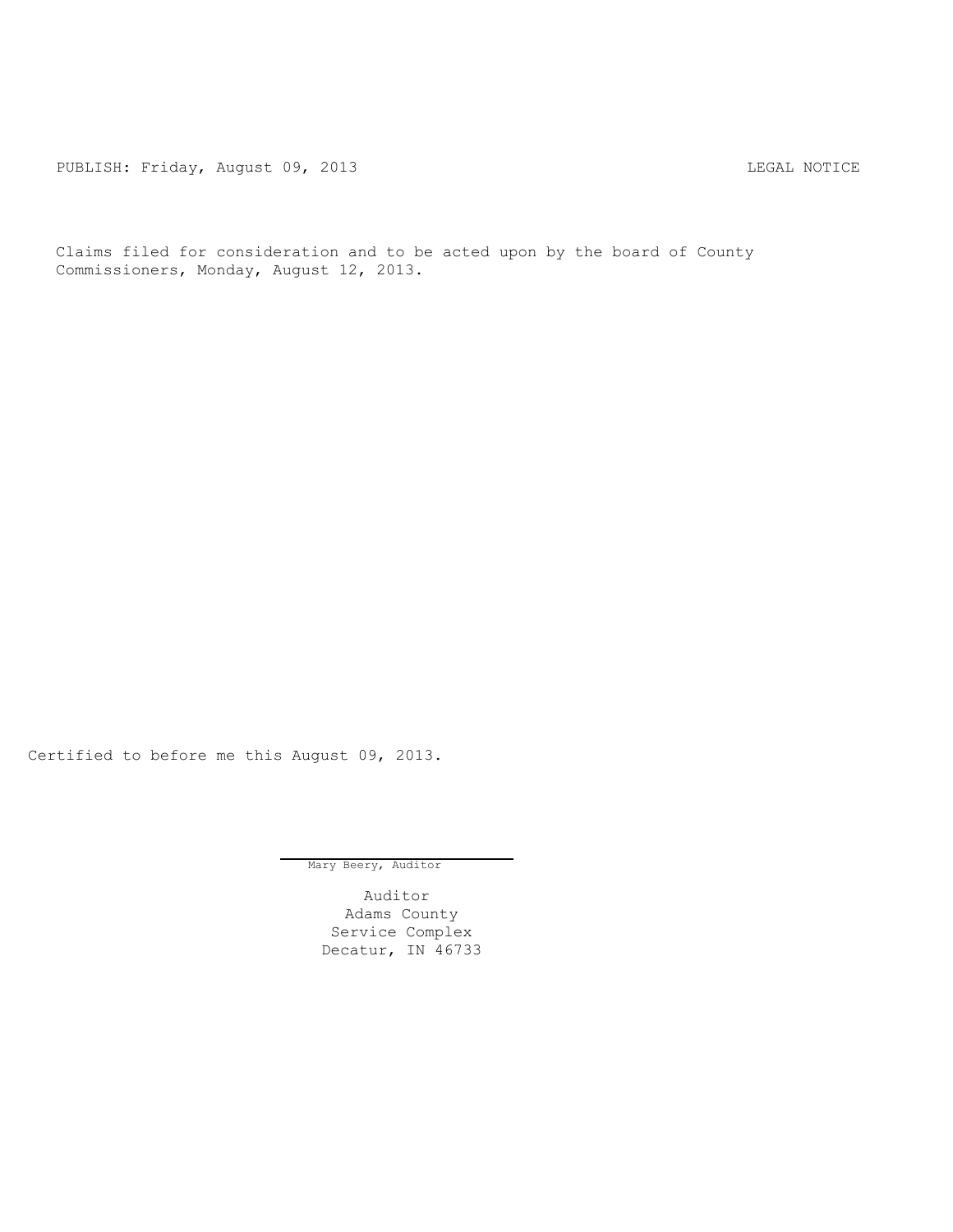PUBLISH: Friday, August 09, 2013 LEGAL NOTICE

Claims filed for consideration and to be acted upon by the board of County Commissioners, Monday, August 12, 2013.

Certified to before me this August 09, 2013.

Mary Beery, Auditor

Auditor
Adams County
Service Complex
Decatur, IN 46733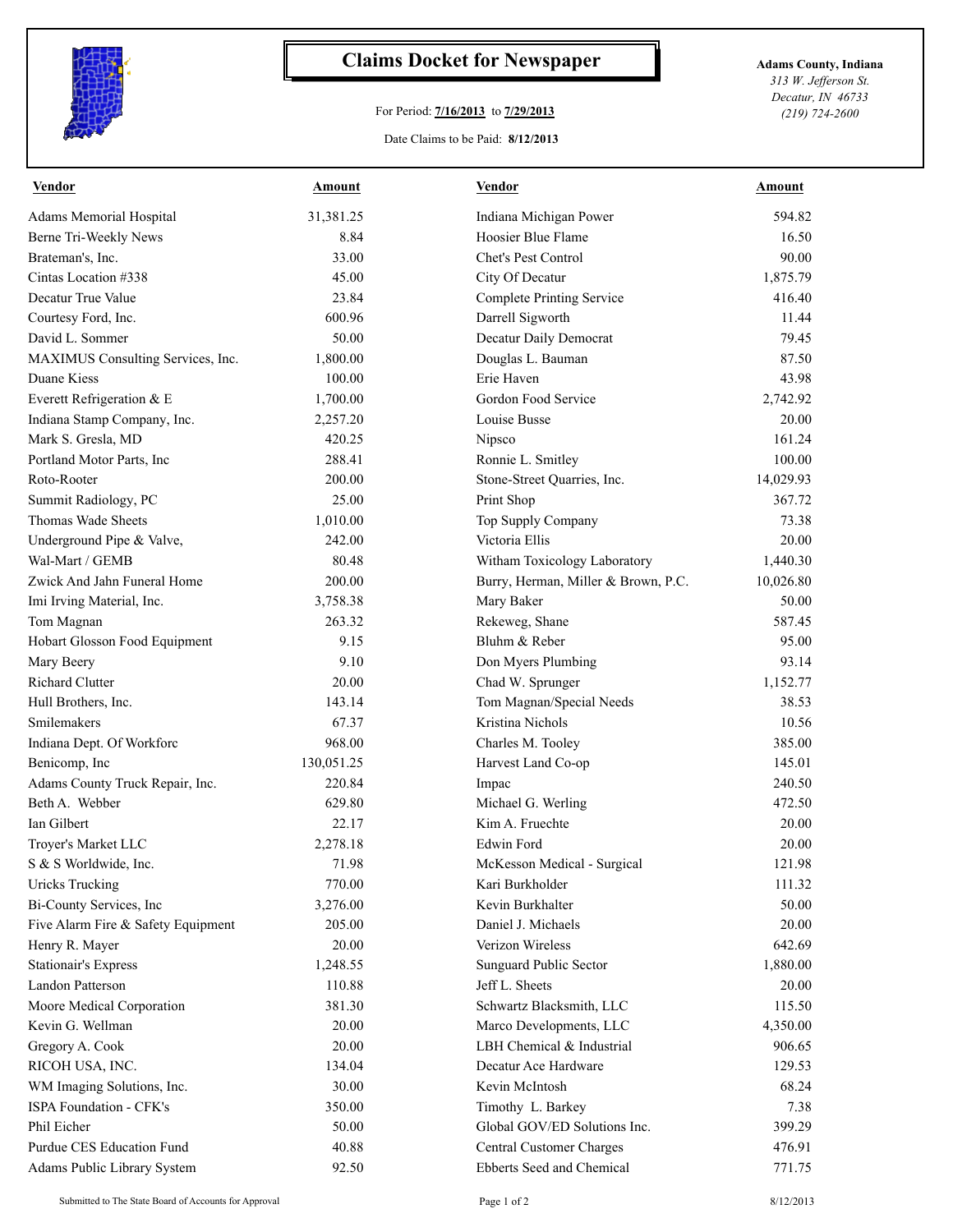# Claims Docket for Newspaper

For Period: **7/16/2013** to **7/29/2013**

Date Claims to be Paid: **8/12/2013**

**Adams County, Indiana**
*313 W. Jefferson St.*
*Decatur, IN 46733*
*(219) 724-2600*

| Vendor | Amount | Vendor | Amount |
|---|---|---|---|
| Adams Memorial Hospital | 31,381.25 | Indiana Michigan Power | 594.82 |
| Berne Tri-Weekly News | 8.84 | Hoosier Blue Flame | 16.50 |
| Brateman's, Inc. | 33.00 | Chet's Pest Control | 90.00 |
| Cintas Location #338 | 45.00 | City Of Decatur | 1,875.79 |
| Decatur True Value | 23.84 | Complete Printing Service | 416.40 |
| Courtesy Ford, Inc. | 600.96 | Darrell Sigworth | 11.44 |
| David L. Sommer | 50.00 | Decatur Daily Democrat | 79.45 |
| MAXIMUS Consulting Services, Inc. | 1,800.00 | Douglas L. Bauman | 87.50 |
| Duane Kiess | 100.00 | Erie Haven | 43.98 |
| Everett Refrigeration & E | 1,700.00 | Gordon Food Service | 2,742.92 |
| Indiana Stamp Company, Inc. | 2,257.20 | Louise Busse | 20.00 |
| Mark S. Gresla, MD | 420.25 | Nipsco | 161.24 |
| Portland Motor Parts, Inc | 288.41 | Ronnie L. Smitley | 100.00 |
| Roto-Rooter | 200.00 | Stone-Street Quarries, Inc. | 14,029.93 |
| Summit Radiology, PC | 25.00 | Print Shop | 367.72 |
| Thomas Wade Sheets | 1,010.00 | Top Supply Company | 73.38 |
| Underground Pipe & Valve, | 242.00 | Victoria Ellis | 20.00 |
| Wal-Mart / GEMB | 80.48 | Witham Toxicology Laboratory | 1,440.30 |
| Zwick And Jahn Funeral Home | 200.00 | Burry, Herman, Miller & Brown, P.C. | 10,026.80 |
| Imi Irving Material, Inc. | 3,758.38 | Mary Baker | 50.00 |
| Tom Magnan | 263.32 | Rekeweg, Shane | 587.45 |
| Hobart Glosson Food Equipment | 9.15 | Bluhm & Reber | 95.00 |
| Mary Beery | 9.10 | Don Myers Plumbing | 93.14 |
| Richard Clutter | 20.00 | Chad W. Sprunger | 1,152.77 |
| Hull Brothers, Inc. | 143.14 | Tom Magnan/Special Needs | 38.53 |
| Smilemakers | 67.37 | Kristina Nichols | 10.56 |
| Indiana Dept. Of Workforc | 968.00 | Charles M. Tooley | 385.00 |
| Benicomp, Inc | 130,051.25 | Harvest Land Co-op | 145.01 |
| Adams County Truck Repair, Inc. | 220.84 | Impac | 240.50 |
| Beth A. Webber | 629.80 | Michael G. Werling | 472.50 |
| Ian Gilbert | 22.17 | Kim A. Fruechte | 20.00 |
| Troyer's Market LLC | 2,278.18 | Edwin Ford | 20.00 |
| S & S Worldwide, Inc. | 71.98 | McKesson Medical - Surgical | 121.98 |
| Uricks Trucking | 770.00 | Kari Burkholder | 111.32 |
| Bi-County Services, Inc | 3,276.00 | Kevin Burkhalter | 50.00 |
| Five Alarm Fire & Safety Equipment | 205.00 | Daniel J. Michaels | 20.00 |
| Henry R. Mayer | 20.00 | Verizon Wireless | 642.69 |
| Stationair's Express | 1,248.55 | Sunguard Public Sector | 1,880.00 |
| Landon Patterson | 110.88 | Jeff L. Sheets | 20.00 |
| Moore Medical Corporation | 381.30 | Schwartz Blacksmith, LLC | 115.50 |
| Kevin G. Wellman | 20.00 | Marco Developments, LLC | 4,350.00 |
| Gregory A. Cook | 20.00 | LBH Chemical & Industrial | 906.65 |
| RICOH USA, INC. | 134.04 | Decatur Ace Hardware | 129.53 |
| WM Imaging Solutions, Inc. | 30.00 | Kevin McIntosh | 68.24 |
| ISPA Foundation - CFK's | 350.00 | Timothy L. Barkey | 7.38 |
| Phil Eicher | 50.00 | Global GOV/ED Solutions Inc. | 399.29 |
| Purdue CES Education Fund | 40.88 | Central Customer Charges | 476.91 |
| Adams Public Library System | 92.50 | Ebberts Seed and Chemical | 771.75 |

Submitted to The State Board of Accounts for Approval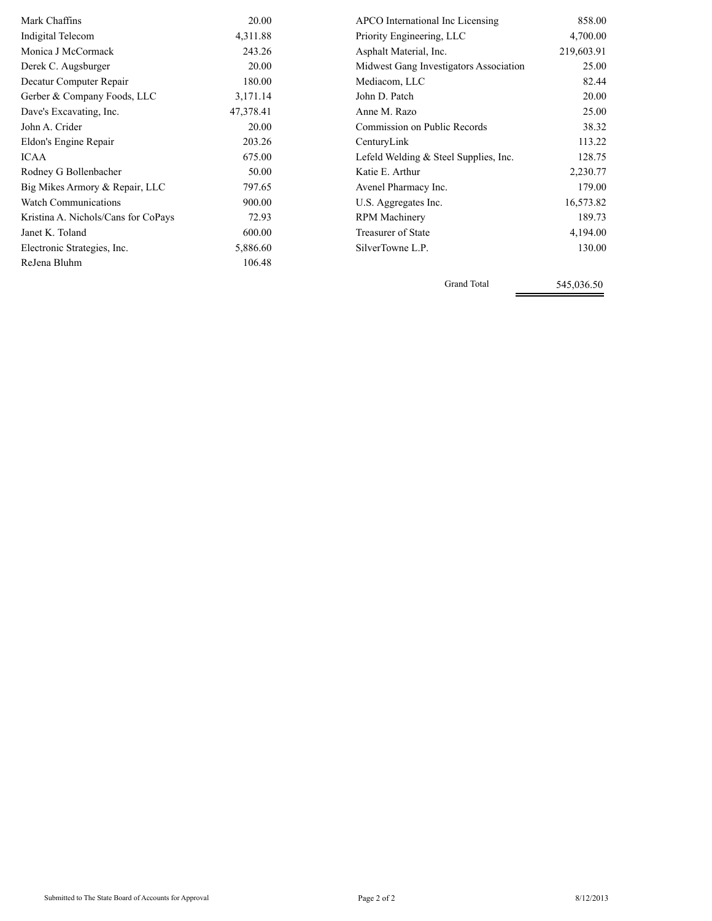| | |
|---|---|
| Mark Chaffins | 20.00 |
| Indigital Telecom | 4,311.88 |
| Monica J McCormack | 243.26 |
| Derek C. Augsburger | 20.00 |
| Decatur Computer Repair | 180.00 |
| Gerber & Company Foods, LLC | 3,171.14 |
| Dave's Excavating, Inc. | 47,378.41 |
| John A. Crider | 20.00 |
| Eldon's Engine Repair | 203.26 |
| ICAA | 675.00 |
| Rodney G Bollenbacher | 50.00 |
| Big Mikes Armory & Repair, LLC | 797.65 |
| Watch Communications | 900.00 |
| Kristina A. Nichols/Cans for CoPays | 72.93 |
| Janet K. Toland | 600.00 |
| Electronic Strategies, Inc. | 5,886.60 |
| ReJena Bluhm | 106.48 |
| APCO International Inc Licensing | 858.00 |
| Priority Engineering, LLC | 4,700.00 |
| Asphalt Material, Inc. | 219,603.91 |
| Midwest Gang Investigators Association | 25.00 |
| Mediacom, LLC | 82.44 |
| John D. Patch | 20.00 |
| Anne M. Razo | 25.00 |
| Commission on Public Records | 38.32 |
| CenturyLink | 113.22 |
| Lefeld Welding & Steel Supplies, Inc. | 128.75 |
| Katie E. Arthur | 2,230.77 |
| Avenel Pharmacy Inc. | 179.00 |
| U.S. Aggregates Inc. | 16,573.82 |
| RPM Machinery | 189.73 |
| Treasurer of State | 4,194.00 |
| SilverTowne L.P. | 130.00 |
| Grand Total | 545,036.50 |

Submitted to The State Board of Accounts for Approval

8/12/2013